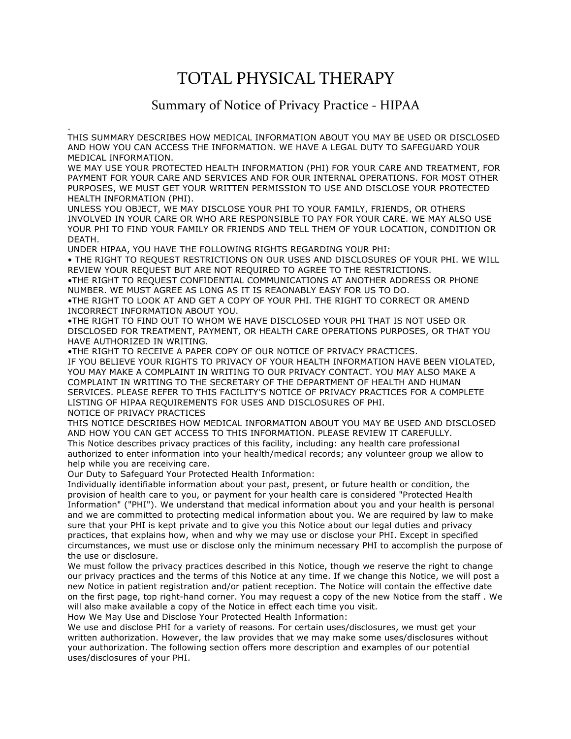# TOTAL PHYSICAL THERAPY

## Summary of Notice of Privacy Practice - HIPAA

.

THIS SUMMARY DESCRIBES HOW MEDICAL INFORMATION ABOUT YOU MAY BE USED OR DISCLOSED AND HOW YOU CAN ACCESS THE INFORMATION. WE HAVE A LEGAL DUTY TO SAFEGUARD YOUR MEDICAL INFORMATION.

WE MAY USE YOUR PROTECTED HEALTH INFORMATION (PHI) FOR YOUR CARE AND TREATMENT, FOR PAYMENT FOR YOUR CARE AND SERVICES AND FOR OUR INTERNAL OPERATIONS. FOR MOST OTHER PURPOSES, WE MUST GET YOUR WRITTEN PERMISSION TO USE AND DISCLOSE YOUR PROTECTED HEALTH INFORMATION (PHI).

UNLESS YOU OBJECT, WE MAY DISCLOSE YOUR PHI TO YOUR FAMILY, FRIENDS, OR OTHERS INVOLVED IN YOUR CARE OR WHO ARE RESPONSIBLE TO PAY FOR YOUR CARE. WE MAY ALSO USE YOUR PHI TO FIND YOUR FAMILY OR FRIENDS AND TELL THEM OF YOUR LOCATION, CONDITION OR DEATH.

UNDER HIPAA, YOU HAVE THE FOLLOWING RIGHTS REGARDING YOUR PHI:

- THE RIGHT TO REQUEST RESTRICTIONS ON OUR USES AND DISCLOSURES OF YOUR PHI. WE WILL REVIEW YOUR REQUEST BUT ARE NOT REQUIRED TO AGREE TO THE RESTRICTIONS.
- THE RIGHT TO REQUEST CONFIDENTIAL COMMUNICATIONS AT ANOTHER ADDRESS OR PHONE NUMBER. WE MUST AGREE AS LONG AS IT IS REAONABLY EASY FOR US TO DO.
- THE RIGHT TO LOOK AT AND GET A COPY OF YOUR PHI. THE RIGHT TO CORRECT OR AMEND INCORRECT INFORMATION ABOUT YOU.
- THE RIGHT TO FIND OUT TO WHOM WE HAVE DISCLOSED YOUR PHI THAT IS NOT USED OR DISCLOSED FOR TREATMENT, PAYMENT, OR HEALTH CARE OPERATIONS PURPOSES, OR THAT YOU HAVE AUTHORIZED IN WRITING.
- THE RIGHT TO RECEIVE A PAPER COPY OF OUR NOTICE OF PRIVACY PRACTICES.

IF YOU BELIEVE YOUR RIGHTS TO PRIVACY OF YOUR HEALTH INFORMATION HAVE BEEN VIOLATED, YOU MAY MAKE A COMPLAINT IN WRITING TO OUR PRIVACY CONTACT. YOU MAY ALSO MAKE A COMPLAINT IN WRITING TO THE SECRETARY OF THE DEPARTMENT OF HEALTH AND HUMAN SERVICES. PLEASE REFER TO THIS FACILITY'S NOTICE OF PRIVACY PRACTICES FOR A COMPLETE LISTING OF HIPAA REQUIREMENTS FOR USES AND DISCLOSURES OF PHI.

NOTICE OF PRIVACY PRACTICES

THIS NOTICE DESCRIBES HOW MEDICAL INFORMATION ABOUT YOU MAY BE USED AND DISCLOSED AND HOW YOU CAN GET ACCESS TO THIS INFORMATION. PLEASE REVIEW IT CAREFULLY.

This Notice describes privacy practices of this facility, including: any health care professional authorized to enter information into your health/medical records; any volunteer group we allow to help while you are receiving care.

Our Duty to Safeguard Your Protected Health Information:

Individually identifiable information about your past, present, or future health or condition, the provision of health care to you, or payment for your health care is considered "Protected Health Information" ("PHI"). We understand that medical information about you and your health is personal and we are committed to protecting medical information about you. We are required by law to make sure that your PHI is kept private and to give you this Notice about our legal duties and privacy practices, that explains how, when and why we may use or disclose your PHI. Except in specified circumstances, we must use or disclose only the minimum necessary PHI to accomplish the purpose of the use or disclosure.

We must follow the privacy practices described in this Notice, though we reserve the right to change our privacy practices and the terms of this Notice at any time. If we change this Notice, we will post a new Notice in patient registration and/or patient reception. The Notice will contain the effective date on the first page, top right-hand corner. You may request a copy of the new Notice from the staff . We will also make available a copy of the Notice in effect each time you visit.

How We May Use and Disclose Your Protected Health Information:

We use and disclose PHI for a variety of reasons. For certain uses/disclosures, we must get your written authorization. However, the law provides that we may make some uses/disclosures without your authorization. The following section offers more description and examples of our potential uses/disclosures of your PHI.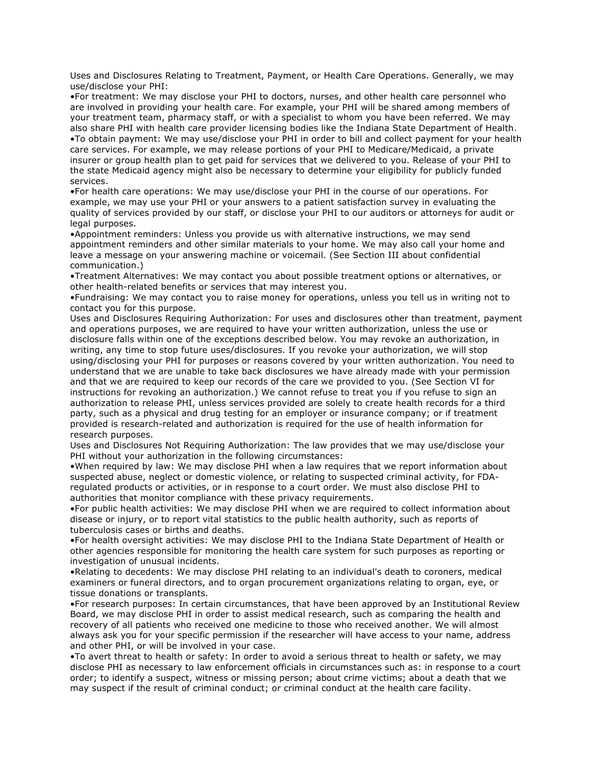Uses and Disclosures Relating to Treatment, Payment, or Health Care Operations. Generally, we may use/disclose your PHI:

- For treatment: We may disclose your PHI to doctors, nurses, and other health care personnel who are involved in providing your health care. For example, your PHI will be shared among members of your treatment team, pharmacy staff, or with a specialist to whom you have been referred. We may also share PHI with health care provider licensing bodies like the Indiana State Department of Health.
- To obtain payment: We may use/disclose your PHI in order to bill and collect payment for your health care services. For example, we may release portions of your PHI to Medicare/Medicaid, a private insurer or group health plan to get paid for services that we delivered to you. Release of your PHI to the state Medicaid agency might also be necessary to determine your eligibility for publicly funded services.
- For health care operations: We may use/disclose your PHI in the course of our operations. For example, we may use your PHI or your answers to a patient satisfaction survey in evaluating the quality of services provided by our staff, or disclose your PHI to our auditors or attorneys for audit or legal purposes.
- Appointment reminders: Unless you provide us with alternative instructions, we may send appointment reminders and other similar materials to your home. We may also call your home and leave a message on your answering machine or voicemail. (See Section III about confidential communication.)
- Treatment Alternatives: We may contact you about possible treatment options or alternatives, or other health-related benefits or services that may interest you.
- Fundraising: We may contact you to raise money for operations, unless you tell us in writing not to contact you for this purpose.

Uses and Disclosures Requiring Authorization: For uses and disclosures other than treatment, payment and operations purposes, we are required to have your written authorization, unless the use or disclosure falls within one of the exceptions described below. You may revoke an authorization, in writing, any time to stop future uses/disclosures. If you revoke your authorization, we will stop using/disclosing your PHI for purposes or reasons covered by your written authorization. You need to understand that we are unable to take back disclosures we have already made with your permission and that we are required to keep our records of the care we provided to you. (See Section VI for instructions for revoking an authorization.) We cannot refuse to treat you if you refuse to sign an authorization to release PHI, unless services provided are solely to create health records for a third party, such as a physical and drug testing for an employer or insurance company; or if treatment provided is research-related and authorization is required for the use of health information for research purposes.

Uses and Disclosures Not Requiring Authorization: The law provides that we may use/disclose your PHI without your authorization in the following circumstances:

- When required by law: We may disclose PHI when a law requires that we report information about suspected abuse, neglect or domestic violence, or relating to suspected criminal activity, for FDA-regulated products or activities, or in response to a court order. We must also disclose PHI to authorities that monitor compliance with these privacy requirements.
- For public health activities: We may disclose PHI when we are required to collect information about disease or injury, or to report vital statistics to the public health authority, such as reports of tuberculosis cases or births and deaths.
- For health oversight activities: We may disclose PHI to the Indiana State Department of Health or other agencies responsible for monitoring the health care system for such purposes as reporting or investigation of unusual incidents.
- Relating to decedents: We may disclose PHI relating to an individual's death to coroners, medical examiners or funeral directors, and to organ procurement organizations relating to organ, eye, or tissue donations or transplants.
- For research purposes: In certain circumstances, that have been approved by an Institutional Review Board, we may disclose PHI in order to assist medical research, such as comparing the health and recovery of all patients who received one medicine to those who received another. We will almost always ask you for your specific permission if the researcher will have access to your name, address and other PHI, or will be involved in your case.
- To avert threat to health or safety: In order to avoid a serious threat to health or safety, we may disclose PHI as necessary to law enforcement officials in circumstances such as: in response to a court order; to identify a suspect, witness or missing person; about crime victims; about a death that we may suspect if the result of criminal conduct; or criminal conduct at the health care facility.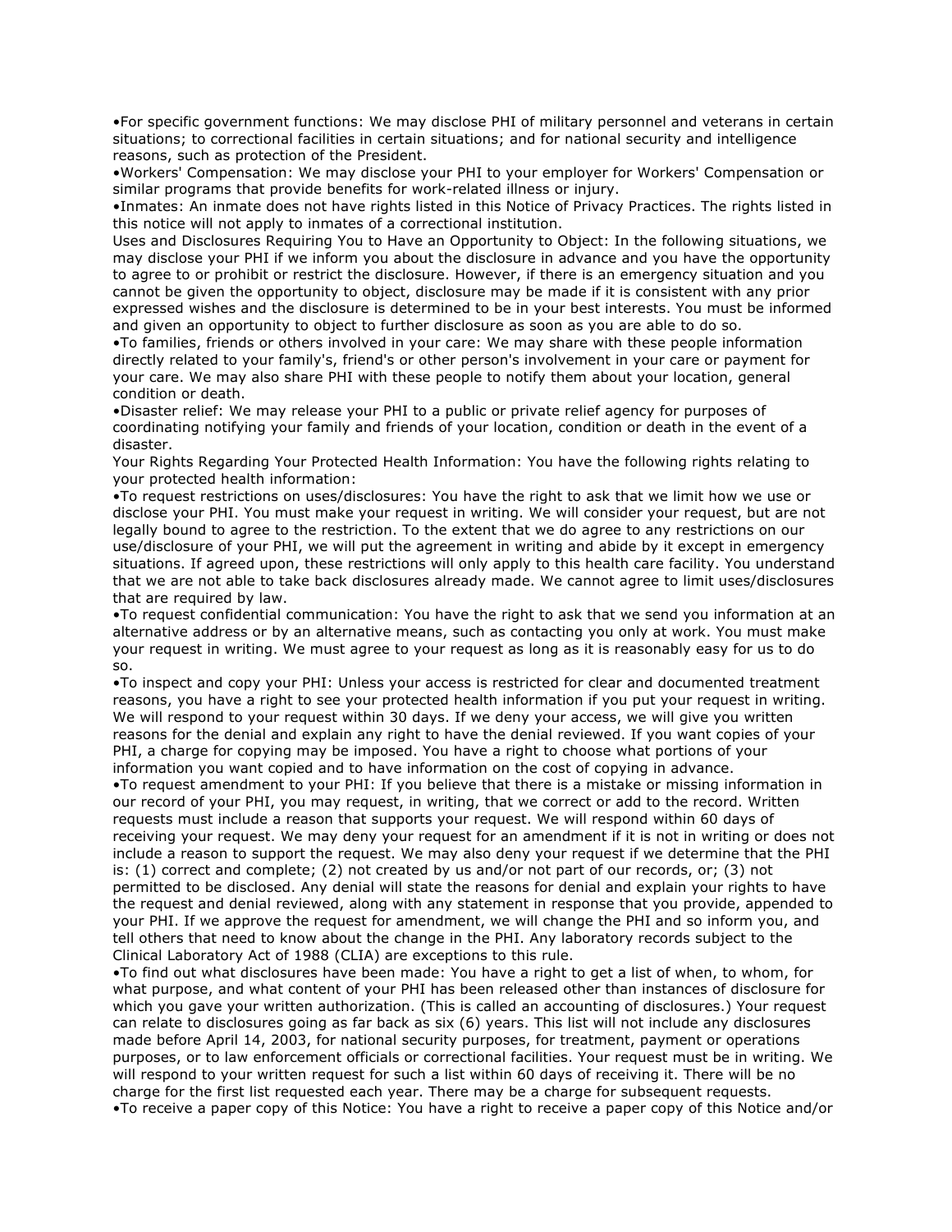•For specific government functions: We may disclose PHI of military personnel and veterans in certain situations; to correctional facilities in certain situations; and for national security and intelligence reasons, such as protection of the President.

•Workers' Compensation: We may disclose your PHI to your employer for Workers' Compensation or similar programs that provide benefits for work-related illness or injury.

•Inmates: An inmate does not have rights listed in this Notice of Privacy Practices. The rights listed in this notice will not apply to inmates of a correctional institution.

Uses and Disclosures Requiring You to Have an Opportunity to Object: In the following situations, we may disclose your PHI if we inform you about the disclosure in advance and you have the opportunity to agree to or prohibit or restrict the disclosure. However, if there is an emergency situation and you cannot be given the opportunity to object, disclosure may be made if it is consistent with any prior expressed wishes and the disclosure is determined to be in your best interests. You must be informed and given an opportunity to object to further disclosure as soon as you are able to do so.

•To families, friends or others involved in your care: We may share with these people information directly related to your family's, friend's or other person's involvement in your care or payment for your care. We may also share PHI with these people to notify them about your location, general condition or death.

•Disaster relief: We may release your PHI to a public or private relief agency for purposes of coordinating notifying your family and friends of your location, condition or death in the event of a disaster.

Your Rights Regarding Your Protected Health Information: You have the following rights relating to your protected health information:

•To request restrictions on uses/disclosures: You have the right to ask that we limit how we use or disclose your PHI. You must make your request in writing. We will consider your request, but are not legally bound to agree to the restriction. To the extent that we do agree to any restrictions on our use/disclosure of your PHI, we will put the agreement in writing and abide by it except in emergency situations. If agreed upon, these restrictions will only apply to this health care facility. You understand that we are not able to take back disclosures already made. We cannot agree to limit uses/disclosures that are required by law.

•To request confidential communication: You have the right to ask that we send you information at an alternative address or by an alternative means, such as contacting you only at work. You must make your request in writing. We must agree to your request as long as it is reasonably easy for us to do so.

•To inspect and copy your PHI: Unless your access is restricted for clear and documented treatment reasons, you have a right to see your protected health information if you put your request in writing. We will respond to your request within 30 days. If we deny your access, we will give you written reasons for the denial and explain any right to have the denial reviewed. If you want copies of your PHI, a charge for copying may be imposed. You have a right to choose what portions of your information you want copied and to have information on the cost of copying in advance.

•To request amendment to your PHI: If you believe that there is a mistake or missing information in our record of your PHI, you may request, in writing, that we correct or add to the record. Written requests must include a reason that supports your request. We will respond within 60 days of receiving your request. We may deny your request for an amendment if it is not in writing or does not include a reason to support the request. We may also deny your request if we determine that the PHI is: (1) correct and complete; (2) not created by us and/or not part of our records, or; (3) not permitted to be disclosed. Any denial will state the reasons for denial and explain your rights to have the request and denial reviewed, along with any statement in response that you provide, appended to your PHI. If we approve the request for amendment, we will change the PHI and so inform you, and tell others that need to know about the change in the PHI. Any laboratory records subject to the Clinical Laboratory Act of 1988 (CLIA) are exceptions to this rule.

•To find out what disclosures have been made: You have a right to get a list of when, to whom, for what purpose, and what content of your PHI has been released other than instances of disclosure for which you gave your written authorization. (This is called an accounting of disclosures.) Your request can relate to disclosures going as far back as six (6) years. This list will not include any disclosures made before April 14, 2003, for national security purposes, for treatment, payment or operations purposes, or to law enforcement officials or correctional facilities. Your request must be in writing. We will respond to your written request for such a list within 60 days of receiving it. There will be no charge for the first list requested each year. There may be a charge for subsequent requests.

•To receive a paper copy of this Notice: You have a right to receive a paper copy of this Notice and/or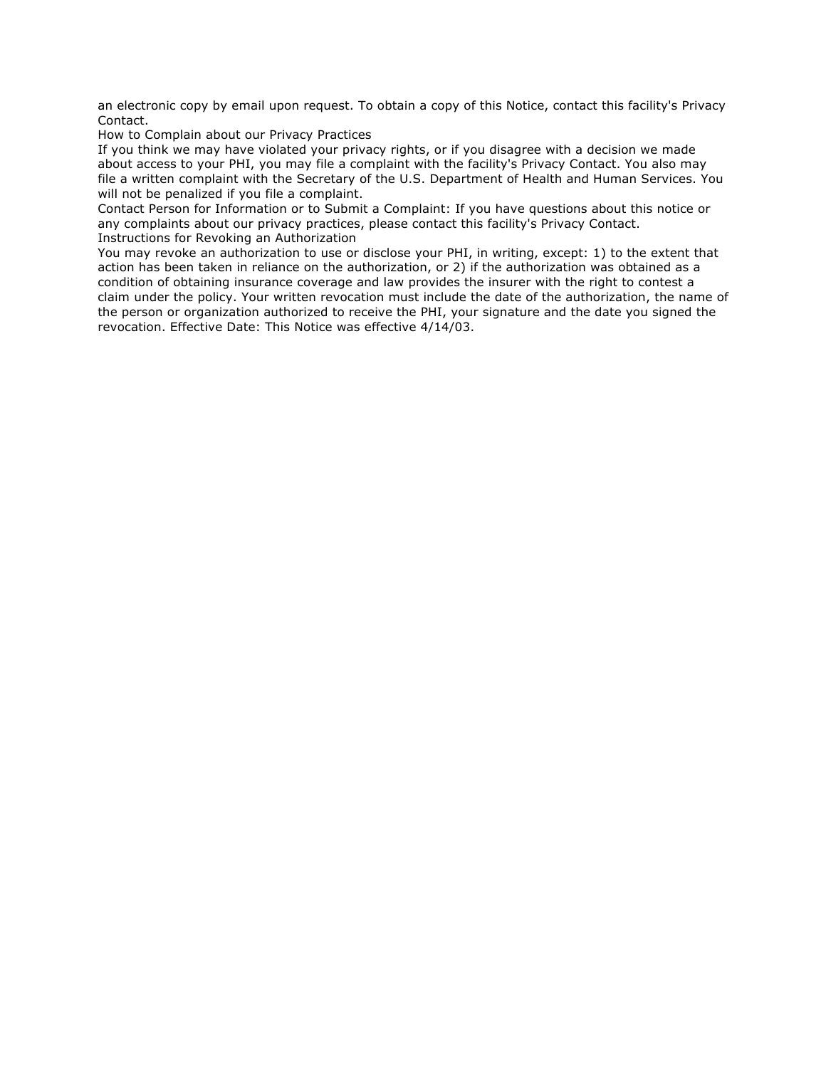an electronic copy by email upon request. To obtain a copy of this Notice, contact this facility's Privacy Contact.

## How to Complain about our Privacy Practices

If you think we may have violated your privacy rights, or if you disagree with a decision we made about access to your PHI, you may file a complaint with the facility's Privacy Contact. You also may file a written complaint with the Secretary of the U.S. Department of Health and Human Services. You will not be penalized if you file a complaint.

Contact Person for Information or to Submit a Complaint: If you have questions about this notice or any complaints about our privacy practices, please contact this facility's Privacy Contact.

## Instructions for Revoking an Authorization

You may revoke an authorization to use or disclose your PHI, in writing, except: 1) to the extent that action has been taken in reliance on the authorization, or 2) if the authorization was obtained as a condition of obtaining insurance coverage and law provides the insurer with the right to contest a claim under the policy. Your written revocation must include the date of the authorization, the name of the person or organization authorized to receive the PHI, your signature and the date you signed the revocation. Effective Date: This Notice was effective 4/14/03.